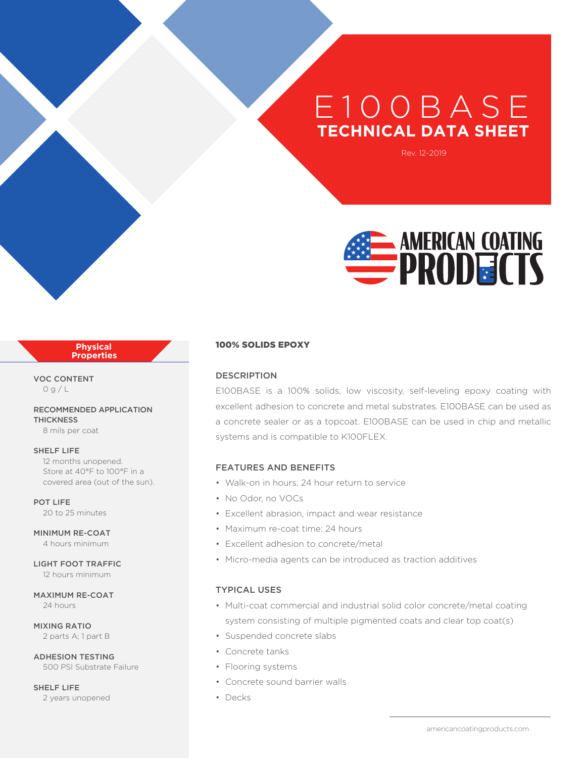# E100BASE

## TECHNICAL DATA SHEET

Rev. 12-2019

AMERICAN COATING PRODUCTS

### Physical Properties

**VOC CONTENT**
0 g / L

**RECOMMENDED APPLICATION THICKNESS**
8 mils per coat

**SHELF LIFE**
12 months unopened. Store at 40°F to 100°F in a covered area (out of the sun).

**POT LIFE**
20 to 25 minutes

**MINIMUM RE-COAT**
4 hours minimum

**LIGHT FOOT TRAFFIC**
12 hours minimum

**MAXIMUM RE-COAT**
24 hours

**MIXING RATIO**
2 parts A; 1 part B

**ADHESION TESTING**
500 PSI Substrate Failure

**SHELF LIFE**
2 years unopened

### 100% SOLIDS EPOXY

### DESCRIPTION

E100BASE is a 100% solids, low viscosity, self-leveling epoxy coating with excellent adhesion to concrete and metal substrates. E100BASE can be used as a concrete sealer or as a topcoat. E100BASE can be used in chip and metallic systems and is compatible to K100FLEX.

### FEATURES AND BENEFITS

- Walk-on in hours, 24 hour return to service
- No Odor, no VOCs
- Excellent abrasion, impact and wear resistance
- Maximum re-coat time: 24 hours
- Excellent adhesion to concrete/metal
- Micro-media agents can be introduced as traction additives

### TYPICAL USES

- Multi-coat commercial and industrial solid color concrete/metal coating system consisting of multiple pigmented coats and clear top coat(s)
- Suspended concrete slabs
- Concrete tanks
- Flooring systems
- Concrete sound barrier walls
- Decks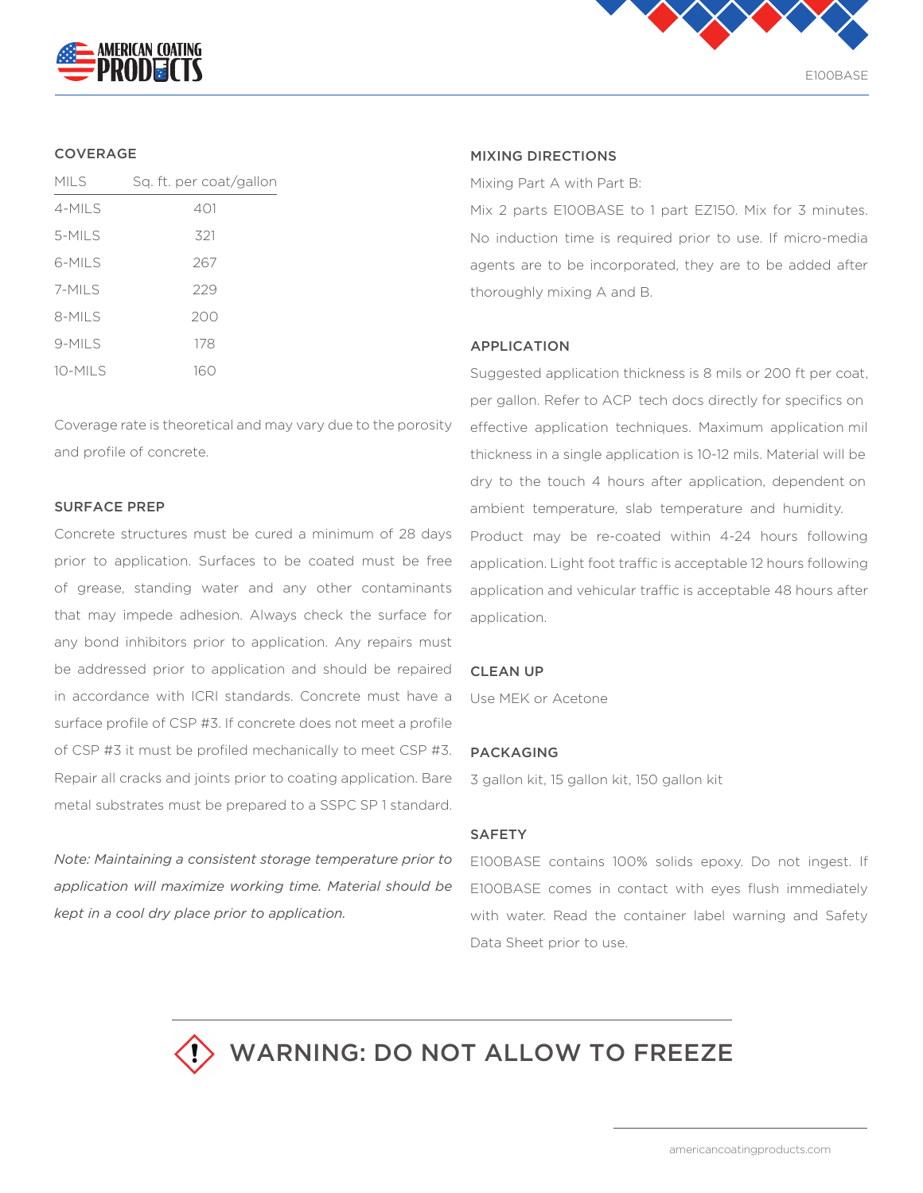## COVERAGE

| MILS | Sq. ft. per coat/gallon |
|---|---|
| 4-MILS | 401 |
| 5-MILS | 321 |
| 6-MILS | 267 |
| 7-MILS | 229 |
| 8-MILS | 200 |
| 9-MILS | 178 |
| 10-MILS | 160 |

Coverage rate is theoretical and may vary due to the porosity and profile of concrete.

## SURFACE PREP

Concrete structures must be cured a minimum of 28 days prior to application. Surfaces to be coated must be free of grease, standing water and any other contaminants that may impede adhesion. Always check the surface for any bond inhibitors prior to application. Any repairs must be addressed prior to application and should be repaired in accordance with ICRI standards. Concrete must have a surface profile of CSP #3. If concrete does not meet a profile of CSP #3 it must be profiled mechanically to meet CSP #3. Repair all cracks and joints prior to coating application. Bare metal substrates must be prepared to a SSPC SP 1 standard.

*Note: Maintaining a consistent storage temperature prior to application will maximize working time. Material should be kept in a cool dry place prior to application.*

## MIXING DIRECTIONS

Mixing Part A with Part B:

Mix 2 parts E100BASE to 1 part EZ150. Mix for 3 minutes. No induction time is required prior to use. If micro-media agents are to be incorporated, they are to be added after thoroughly mixing A and B.

## APPLICATION

Suggested application thickness is 8 mils or 200 ft per coat, per gallon. Refer to ACP tech docs directly for specifics on effective application techniques. Maximum application mil thickness in a single application is 10-12 mils. Material will be dry to the touch 4 hours after application, dependent on ambient temperature, slab temperature and humidity. Product may be re-coated within 4-24 hours following application. Light foot traffic is acceptable 12 hours following application and vehicular traffic is acceptable 48 hours after application.

## CLEAN UP

Use MEK or Acetone

## PACKAGING

3 gallon kit, 15 gallon kit, 150 gallon kit

## SAFETY

E100BASE contains 100% solids epoxy. Do not ingest. If E100BASE comes in contact with eyes flush immediately with water. Read the container label warning and Safety Data Sheet prior to use.

## WARNING: DO NOT ALLOW TO FREEZE